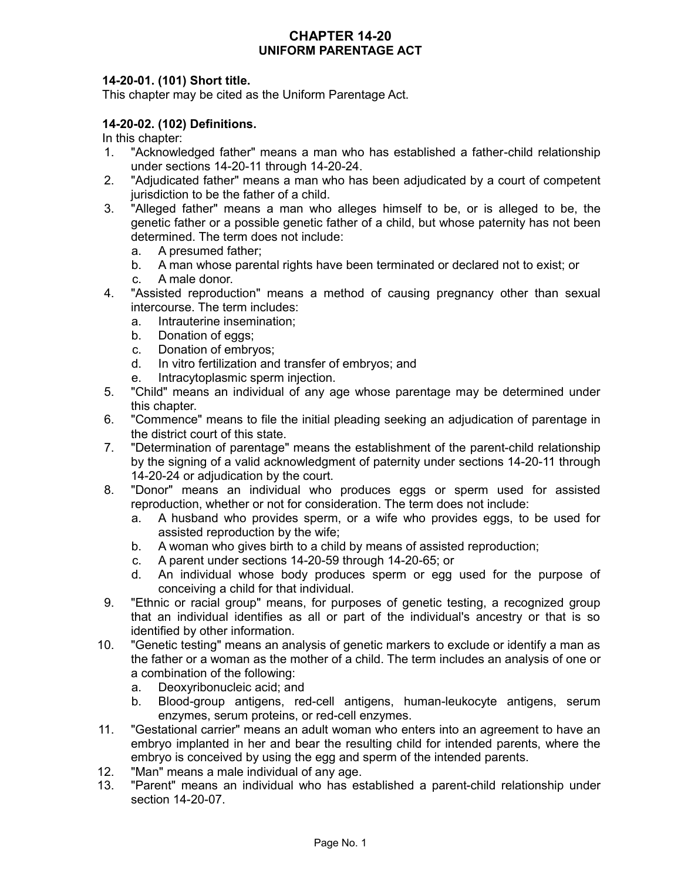# CHAPTER 14-20
# UNIFORM PARENTAGE ACT

**14-20-01. (101) Short title.**

This chapter may be cited as the Uniform Parentage Act.

**14-20-02. (102) Definitions.**

In this chapter:

1. "Acknowledged father" means a man who has established a father-child relationship under sections 14-20-11 through 14-20-24.
2. "Adjudicated father" means a man who has been adjudicated by a court of competent jurisdiction to be the father of a child.
3. "Alleged father" means a man who alleges himself to be, or is alleged to be, the genetic father or a possible genetic father of a child, but whose paternity has not been determined. The term does not include:
   a. A presumed father;
   b. A man whose parental rights have been terminated or declared not to exist; or
   c. A male donor.
4. "Assisted reproduction" means a method of causing pregnancy other than sexual intercourse. The term includes:
   a. Intrauterine insemination;
   b. Donation of eggs;
   c. Donation of embryos;
   d. In vitro fertilization and transfer of embryos; and
   e. Intracytoplasmic sperm injection.
5. "Child" means an individual of any age whose parentage may be determined under this chapter.
6. "Commence" means to file the initial pleading seeking an adjudication of parentage in the district court of this state.
7. "Determination of parentage" means the establishment of the parent-child relationship by the signing of a valid acknowledgment of paternity under sections 14-20-11 through 14-20-24 or adjudication by the court.
8. "Donor" means an individual who produces eggs or sperm used for assisted reproduction, whether or not for consideration. The term does not include:
   a. A husband who provides sperm, or a wife who provides eggs, to be used for assisted reproduction by the wife;
   b. A woman who gives birth to a child by means of assisted reproduction;
   c. A parent under sections 14-20-59 through 14-20-65; or
   d. An individual whose body produces sperm or egg used for the purpose of conceiving a child for that individual.
9. "Ethnic or racial group" means, for purposes of genetic testing, a recognized group that an individual identifies as all or part of the individual's ancestry or that is so identified by other information.
10. "Genetic testing" means an analysis of genetic markers to exclude or identify a man as the father or a woman as the mother of a child. The term includes an analysis of one or a combination of the following:
    a. Deoxyribonucleic acid; and
    b. Blood-group antigens, red-cell antigens, human-leukocyte antigens, serum enzymes, serum proteins, or red-cell enzymes.
11. "Gestational carrier" means an adult woman who enters into an agreement to have an embryo implanted in her and bear the resulting child for intended parents, where the embryo is conceived by using the egg and sperm of the intended parents.
12. "Man" means a male individual of any age.
13. "Parent" means an individual who has established a parent-child relationship under section 14-20-07.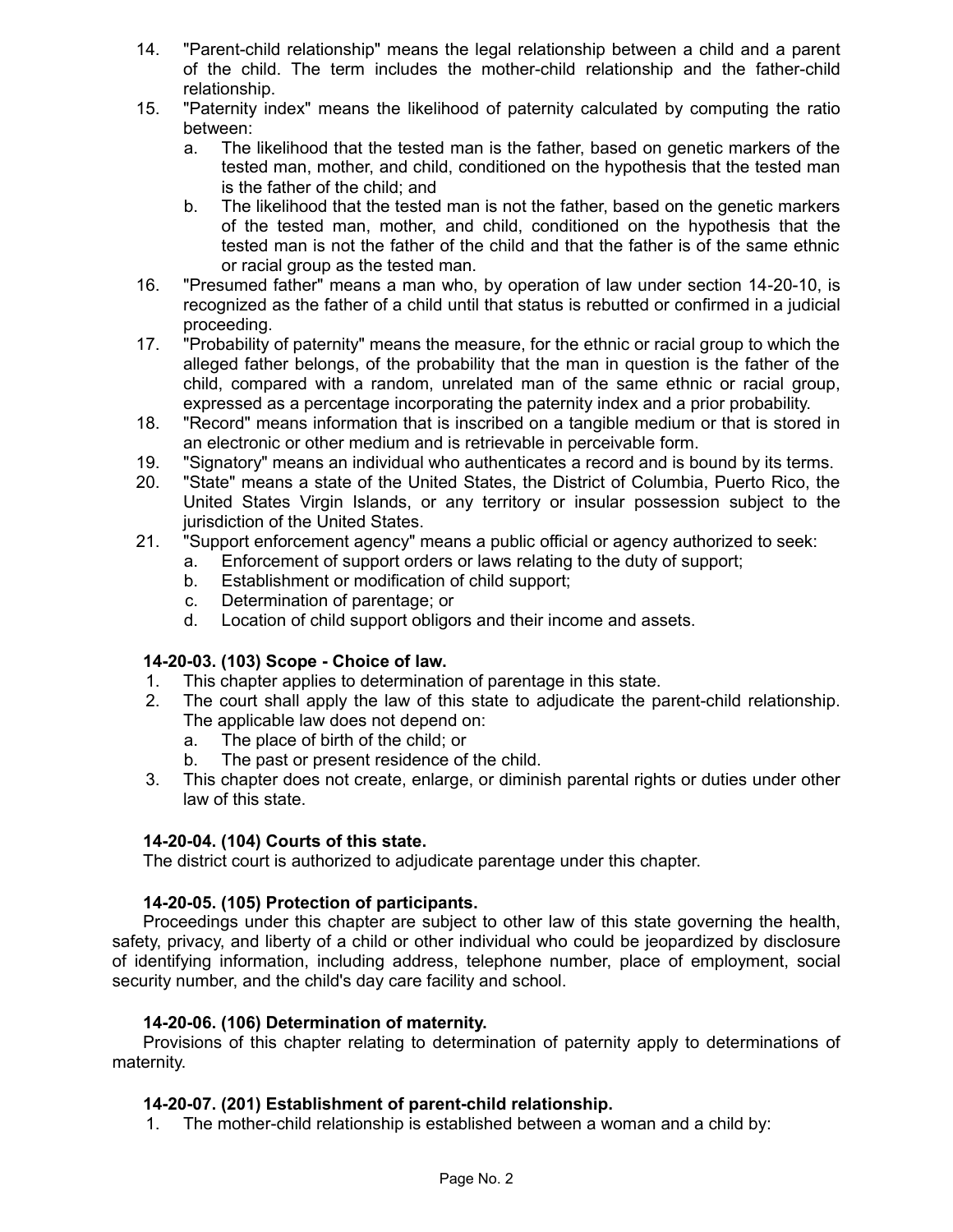14. "Parent-child relationship" means the legal relationship between a child and a parent of the child. The term includes the mother-child relationship and the father-child relationship.
15. "Paternity index" means the likelihood of paternity calculated by computing the ratio between:
    a. The likelihood that the tested man is the father, based on genetic markers of the tested man, mother, and child, conditioned on the hypothesis that the tested man is the father of the child; and
    b. The likelihood that the tested man is not the father, based on the genetic markers of the tested man, mother, and child, conditioned on the hypothesis that the tested man is not the father of the child and that the father is of the same ethnic or racial group as the tested man.
16. "Presumed father" means a man who, by operation of law under section 14-20-10, is recognized as the father of a child until that status is rebutted or confirmed in a judicial proceeding.
17. "Probability of paternity" means the measure, for the ethnic or racial group to which the alleged father belongs, of the probability that the man in question is the father of the child, compared with a random, unrelated man of the same ethnic or racial group, expressed as a percentage incorporating the paternity index and a prior probability.
18. "Record" means information that is inscribed on a tangible medium or that is stored in an electronic or other medium and is retrievable in perceivable form.
19. "Signatory" means an individual who authenticates a record and is bound by its terms.
20. "State" means a state of the United States, the District of Columbia, Puerto Rico, the United States Virgin Islands, or any territory or insular possession subject to the jurisdiction of the United States.
21. "Support enforcement agency" means a public official or agency authorized to seek:
    a. Enforcement of support orders or laws relating to the duty of support;
    b. Establishment or modification of child support;
    c. Determination of parentage; or
    d. Location of child support obligors and their income and assets.

**14-20-03. (103) Scope - Choice of law.**

1. This chapter applies to determination of parentage in this state.
2. The court shall apply the law of this state to adjudicate the parent-child relationship. The applicable law does not depend on:
    a. The place of birth of the child; or
    b. The past or present residence of the child.
3. This chapter does not create, enlarge, or diminish parental rights or duties under other law of this state.

**14-20-04. (104) Courts of this state.**

The district court is authorized to adjudicate parentage under this chapter.

**14-20-05. (105) Protection of participants.**

Proceedings under this chapter are subject to other law of this state governing the health, safety, privacy, and liberty of a child or other individual who could be jeopardized by disclosure of identifying information, including address, telephone number, place of employment, social security number, and the child's day care facility and school.

**14-20-06. (106) Determination of maternity.**

Provisions of this chapter relating to determination of paternity apply to determinations of maternity.

**14-20-07. (201) Establishment of parent-child relationship.**

1. The mother-child relationship is established between a woman and a child by: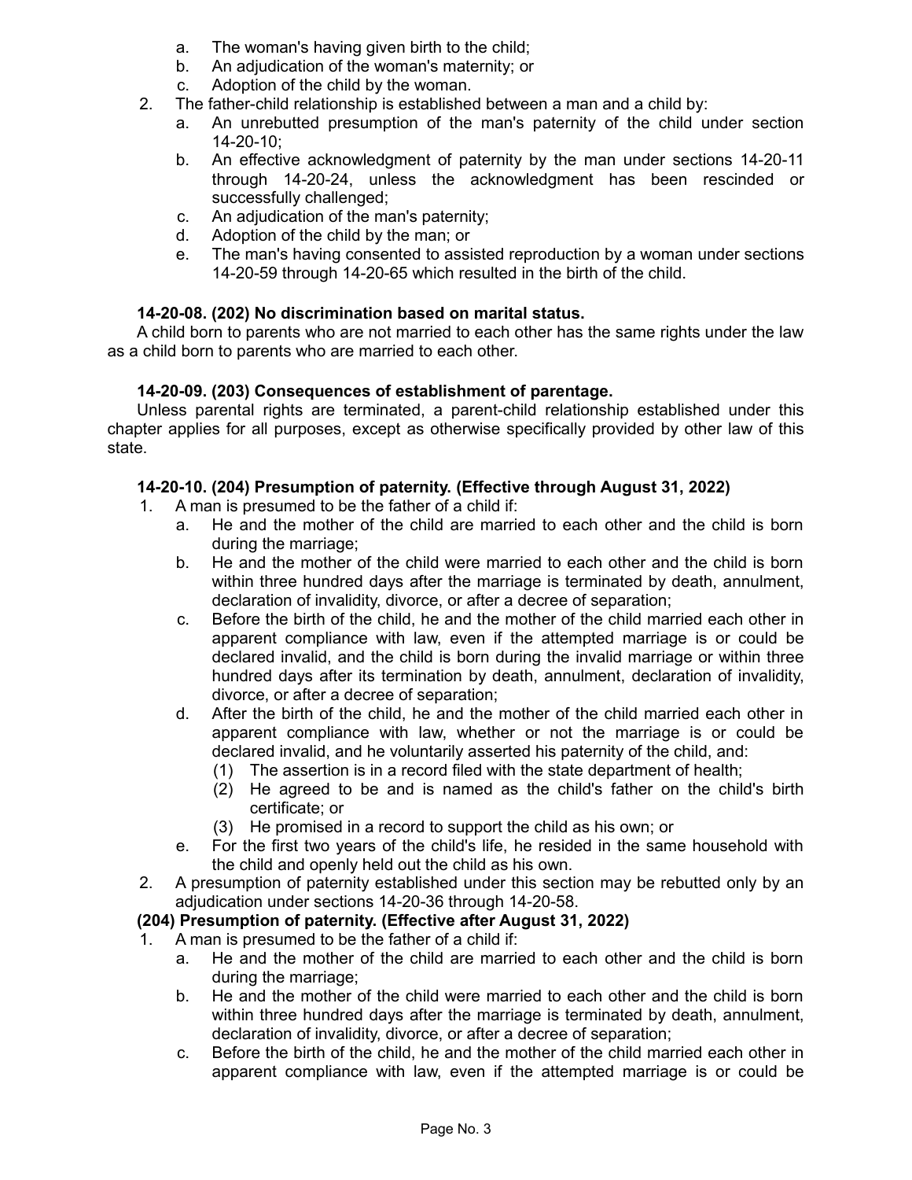a. The woman's having given birth to the child;
b. An adjudication of the woman's maternity; or
c. Adoption of the child by the woman.

2. The father-child relationship is established between a man and a child by:
   a. An unrebutted presumption of the man's paternity of the child under section 14-20-10;
   b. An effective acknowledgment of paternity by the man under sections 14-20-11 through 14-20-24, unless the acknowledgment has been rescinded or successfully challenged;
   c. An adjudication of the man's paternity;
   d. Adoption of the child by the man; or
   e. The man's having consented to assisted reproduction by a woman under sections 14-20-59 through 14-20-65 which resulted in the birth of the child.

**14-20-08. (202) No discrimination based on marital status.**

A child born to parents who are not married to each other has the same rights under the law as a child born to parents who are married to each other.

**14-20-09. (203) Consequences of establishment of parentage.**

Unless parental rights are terminated, a parent-child relationship established under this chapter applies for all purposes, except as otherwise specifically provided by other law of this state.

**14-20-10. (204) Presumption of paternity. (Effective through August 31, 2022)**

1. A man is presumed to be the father of a child if:
   a. He and the mother of the child are married to each other and the child is born during the marriage;
   b. He and the mother of the child were married to each other and the child is born within three hundred days after the marriage is terminated by death, annulment, declaration of invalidity, divorce, or after a decree of separation;
   c. Before the birth of the child, he and the mother of the child married each other in apparent compliance with law, even if the attempted marriage is or could be declared invalid, and the child is born during the invalid marriage or within three hundred days after its termination by death, annulment, declaration of invalidity, divorce, or after a decree of separation;
   d. After the birth of the child, he and the mother of the child married each other in apparent compliance with law, whether or not the marriage is or could be declared invalid, and he voluntarily asserted his paternity of the child, and:
      (1) The assertion is in a record filed with the state department of health;
      (2) He agreed to be and is named as the child's father on the child's birth certificate; or
      (3) He promised in a record to support the child as his own; or
   e. For the first two years of the child's life, he resided in the same household with the child and openly held out the child as his own.
2. A presumption of paternity established under this section may be rebutted only by an adjudication under sections 14-20-36 through 14-20-58.

**(204) Presumption of paternity. (Effective after August 31, 2022)**

1. A man is presumed to be the father of a child if:
   a. He and the mother of the child are married to each other and the child is born during the marriage;
   b. He and the mother of the child were married to each other and the child is born within three hundred days after the marriage is terminated by death, annulment, declaration of invalidity, divorce, or after a decree of separation;
   c. Before the birth of the child, he and the mother of the child married each other in apparent compliance with law, even if the attempted marriage is or could be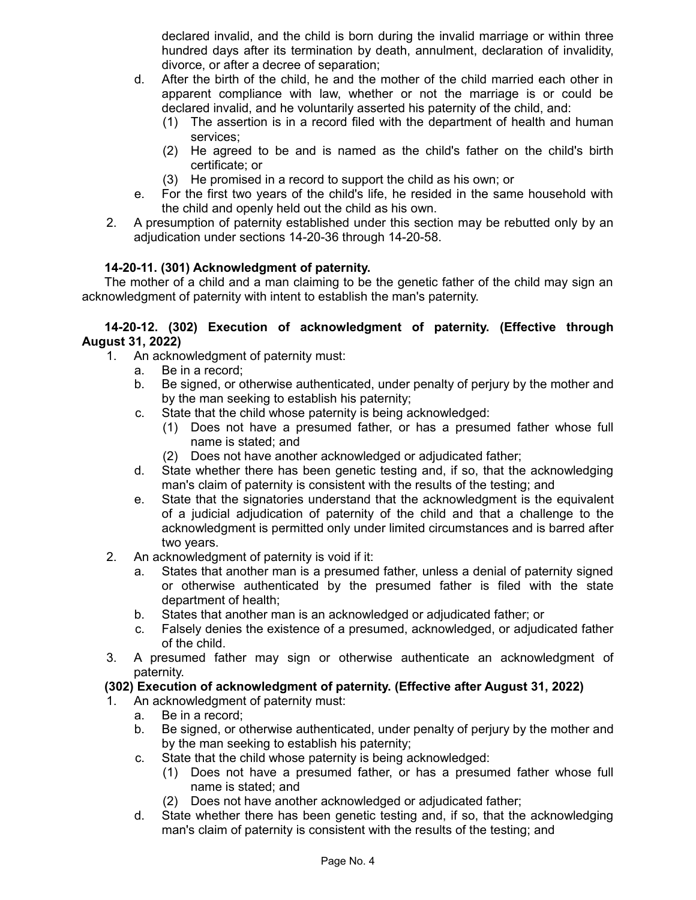declared invalid, and the child is born during the invalid marriage or within three hundred days after its termination by death, annulment, declaration of invalidity, divorce, or after a decree of separation;

d. After the birth of the child, he and the mother of the child married each other in apparent compliance with law, whether or not the marriage is or could be declared invalid, and he voluntarily asserted his paternity of the child, and:
   (1) The assertion is in a record filed with the department of health and human services;
   (2) He agreed to be and is named as the child's father on the child's birth certificate; or
   (3) He promised in a record to support the child as his own; or
e. For the first two years of the child's life, he resided in the same household with the child and openly held out the child as his own.

2. A presumption of paternity established under this section may be rebutted only by an adjudication under sections 14-20-36 through 14-20-58.

**14-20-11. (301) Acknowledgment of paternity.**

The mother of a child and a man claiming to be the genetic father of the child may sign an acknowledgment of paternity with intent to establish the man's paternity.

**14-20-12. (302) Execution of acknowledgment of paternity. (Effective through August 31, 2022)**

1. An acknowledgment of paternity must:
   a. Be in a record;
   b. Be signed, or otherwise authenticated, under penalty of perjury by the mother and by the man seeking to establish his paternity;
   c. State that the child whose paternity is being acknowledged:
      (1) Does not have a presumed father, or has a presumed father whose full name is stated; and
      (2) Does not have another acknowledged or adjudicated father;
   d. State whether there has been genetic testing and, if so, that the acknowledging man's claim of paternity is consistent with the results of the testing; and
   e. State that the signatories understand that the acknowledgment is the equivalent of a judicial adjudication of paternity of the child and that a challenge to the acknowledgment is permitted only under limited circumstances and is barred after two years.
2. An acknowledgment of paternity is void if it:
   a. States that another man is a presumed father, unless a denial of paternity signed or otherwise authenticated by the presumed father is filed with the state department of health;
   b. States that another man is an acknowledged or adjudicated father; or
   c. Falsely denies the existence of a presumed, acknowledged, or adjudicated father of the child.
3. A presumed father may sign or otherwise authenticate an acknowledgment of paternity.

**(302) Execution of acknowledgment of paternity. (Effective after August 31, 2022)**

1. An acknowledgment of paternity must:
   a. Be in a record;
   b. Be signed, or otherwise authenticated, under penalty of perjury by the mother and by the man seeking to establish his paternity;
   c. State that the child whose paternity is being acknowledged:
      (1) Does not have a presumed father, or has a presumed father whose full name is stated; and
      (2) Does not have another acknowledged or adjudicated father;
   d. State whether there has been genetic testing and, if so, that the acknowledging man's claim of paternity is consistent with the results of the testing; and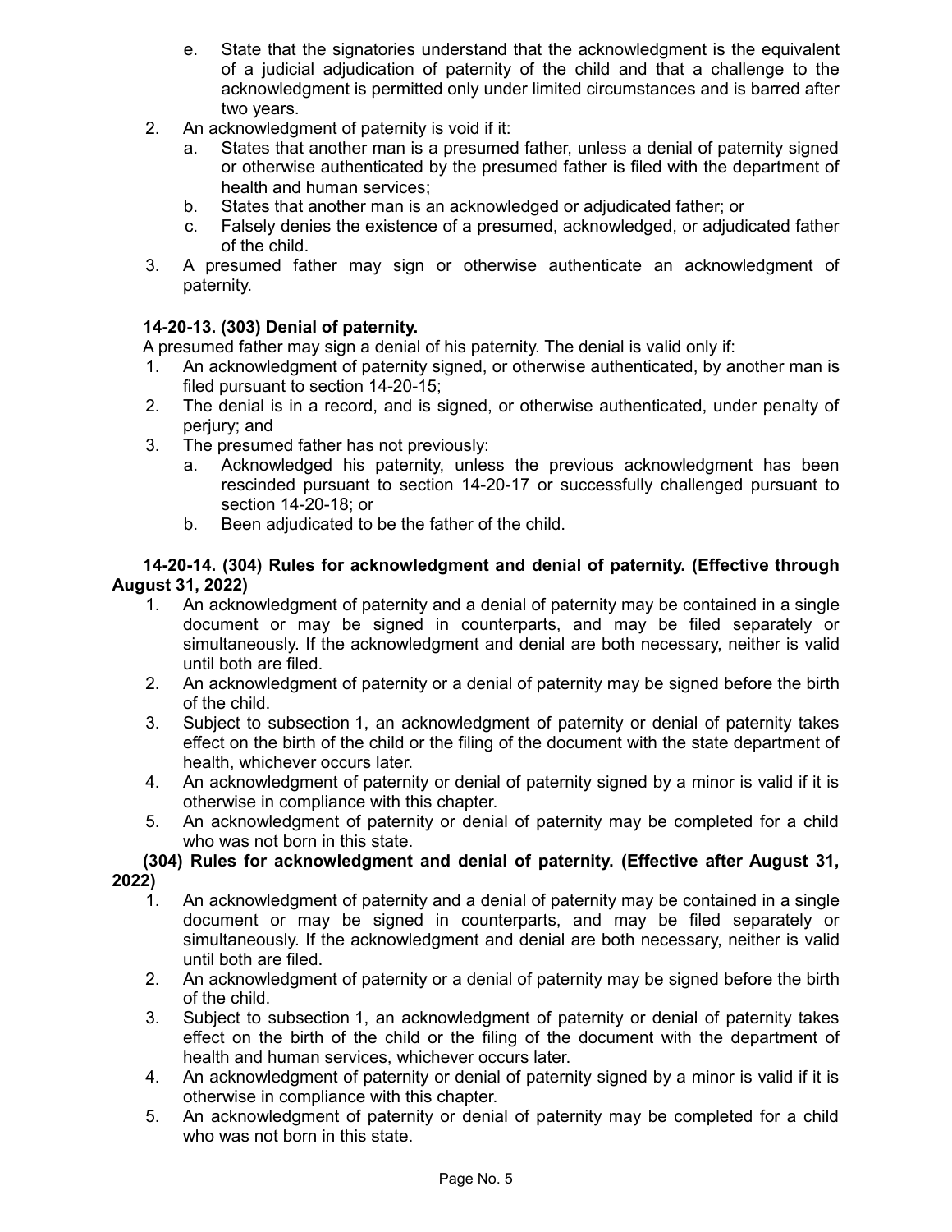e. State that the signatories understand that the acknowledgment is the equivalent of a judicial adjudication of paternity of the child and that a challenge to the acknowledgment is permitted only under limited circumstances and is barred after two years.

2. An acknowledgment of paternity is void if it:
   a. States that another man is a presumed father, unless a denial of paternity signed or otherwise authenticated by the presumed father is filed with the department of health and human services;
   b. States that another man is an acknowledged or adjudicated father; or
   c. Falsely denies the existence of a presumed, acknowledged, or adjudicated father of the child.
3. A presumed father may sign or otherwise authenticate an acknowledgment of paternity.

**14-20-13. (303) Denial of paternity.**

A presumed father may sign a denial of his paternity. The denial is valid only if:

1. An acknowledgment of paternity signed, or otherwise authenticated, by another man is filed pursuant to section 14-20-15;
2. The denial is in a record, and is signed, or otherwise authenticated, under penalty of perjury; and
3. The presumed father has not previously:
   a. Acknowledged his paternity, unless the previous acknowledgment has been rescinded pursuant to section 14-20-17 or successfully challenged pursuant to section 14-20-18; or
   b. Been adjudicated to be the father of the child.

**14-20-14. (304) Rules for acknowledgment and denial of paternity. (Effective through August 31, 2022)**

1. An acknowledgment of paternity and a denial of paternity may be contained in a single document or may be signed in counterparts, and may be filed separately or simultaneously. If the acknowledgment and denial are both necessary, neither is valid until both are filed.
2. An acknowledgment of paternity or a denial of paternity may be signed before the birth of the child.
3. Subject to subsection 1, an acknowledgment of paternity or denial of paternity takes effect on the birth of the child or the filing of the document with the state department of health, whichever occurs later.
4. An acknowledgment of paternity or denial of paternity signed by a minor is valid if it is otherwise in compliance with this chapter.
5. An acknowledgment of paternity or denial of paternity may be completed for a child who was not born in this state.

**(304) Rules for acknowledgment and denial of paternity. (Effective after August 31, 2022)**

1. An acknowledgment of paternity and a denial of paternity may be contained in a single document or may be signed in counterparts, and may be filed separately or simultaneously. If the acknowledgment and denial are both necessary, neither is valid until both are filed.
2. An acknowledgment of paternity or a denial of paternity may be signed before the birth of the child.
3. Subject to subsection 1, an acknowledgment of paternity or denial of paternity takes effect on the birth of the child or the filing of the document with the department of health and human services, whichever occurs later.
4. An acknowledgment of paternity or denial of paternity signed by a minor is valid if it is otherwise in compliance with this chapter.
5. An acknowledgment of paternity or denial of paternity may be completed for a child who was not born in this state.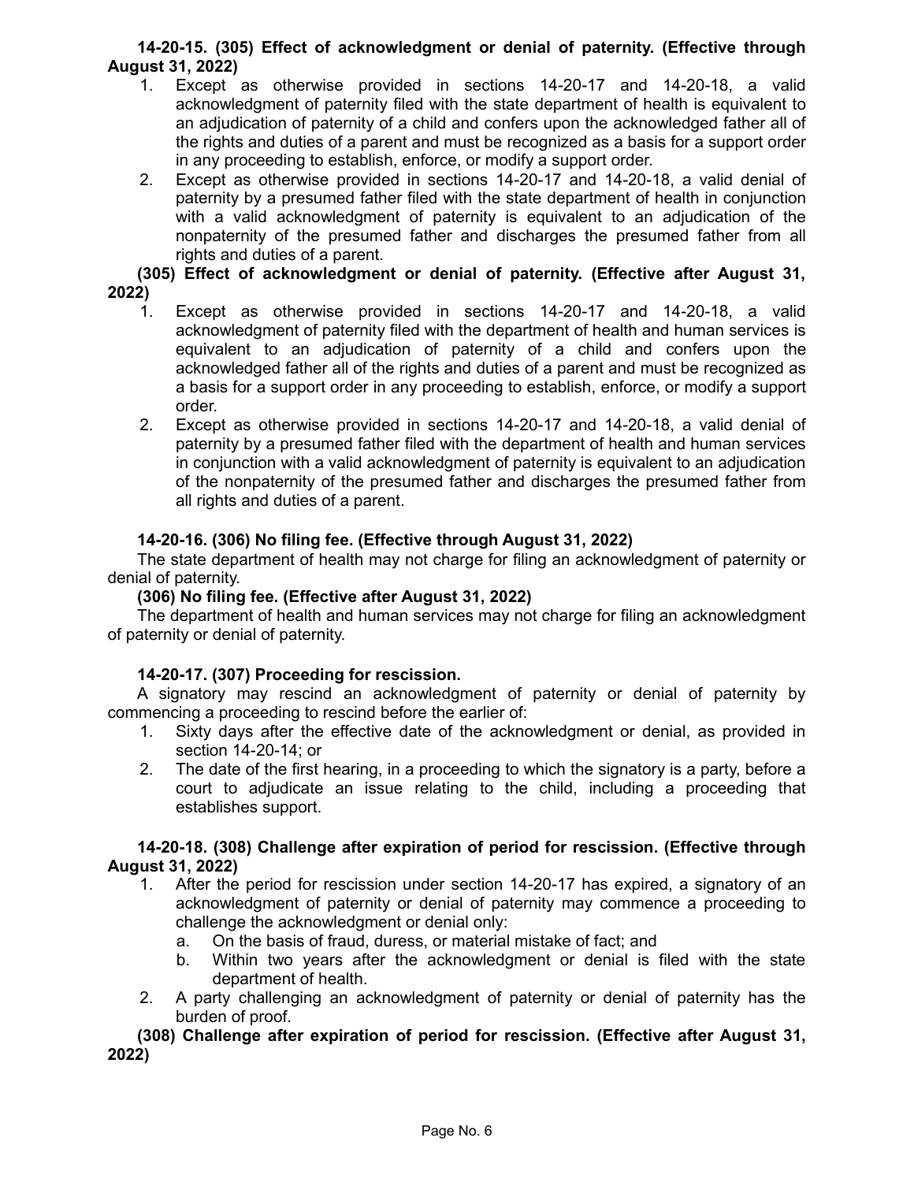**14-20-15. (305) Effect of acknowledgment or denial of paternity. (Effective through August 31, 2022)**

1. Except as otherwise provided in sections 14-20-17 and 14-20-18, a valid acknowledgment of paternity filed with the state department of health is equivalent to an adjudication of paternity of a child and confers upon the acknowledged father all of the rights and duties of a parent and must be recognized as a basis for a support order in any proceeding to establish, enforce, or modify a support order.
2. Except as otherwise provided in sections 14-20-17 and 14-20-18, a valid denial of paternity by a presumed father filed with the state department of health in conjunction with a valid acknowledgment of paternity is equivalent to an adjudication of the nonpaternity of the presumed father and discharges the presumed father from all rights and duties of a parent.

**(305) Effect of acknowledgment or denial of paternity. (Effective after August 31, 2022)**

1. Except as otherwise provided in sections 14-20-17 and 14-20-18, a valid acknowledgment of paternity filed with the department of health and human services is equivalent to an adjudication of paternity of a child and confers upon the acknowledged father all of the rights and duties of a parent and must be recognized as a basis for a support order in any proceeding to establish, enforce, or modify a support order.
2. Except as otherwise provided in sections 14-20-17 and 14-20-18, a valid denial of paternity by a presumed father filed with the department of health and human services in conjunction with a valid acknowledgment of paternity is equivalent to an adjudication of the nonpaternity of the presumed father and discharges the presumed father from all rights and duties of a parent.

**14-20-16. (306) No filing fee. (Effective through August 31, 2022)**

The state department of health may not charge for filing an acknowledgment of paternity or denial of paternity.

**(306) No filing fee. (Effective after August 31, 2022)**

The department of health and human services may not charge for filing an acknowledgment of paternity or denial of paternity.

**14-20-17. (307) Proceeding for rescission.**

A signatory may rescind an acknowledgment of paternity or denial of paternity by commencing a proceeding to rescind before the earlier of:

1. Sixty days after the effective date of the acknowledgment or denial, as provided in section 14-20-14; or
2. The date of the first hearing, in a proceeding to which the signatory is a party, before a court to adjudicate an issue relating to the child, including a proceeding that establishes support.

**14-20-18. (308) Challenge after expiration of period for rescission. (Effective through August 31, 2022)**

1. After the period for rescission under section 14-20-17 has expired, a signatory of an acknowledgment of paternity or denial of paternity may commence a proceeding to challenge the acknowledgment or denial only:
   a. On the basis of fraud, duress, or material mistake of fact; and
   b. Within two years after the acknowledgment or denial is filed with the state department of health.
2. A party challenging an acknowledgment of paternity or denial of paternity has the burden of proof.

**(308) Challenge after expiration of period for rescission. (Effective after August 31, 2022)**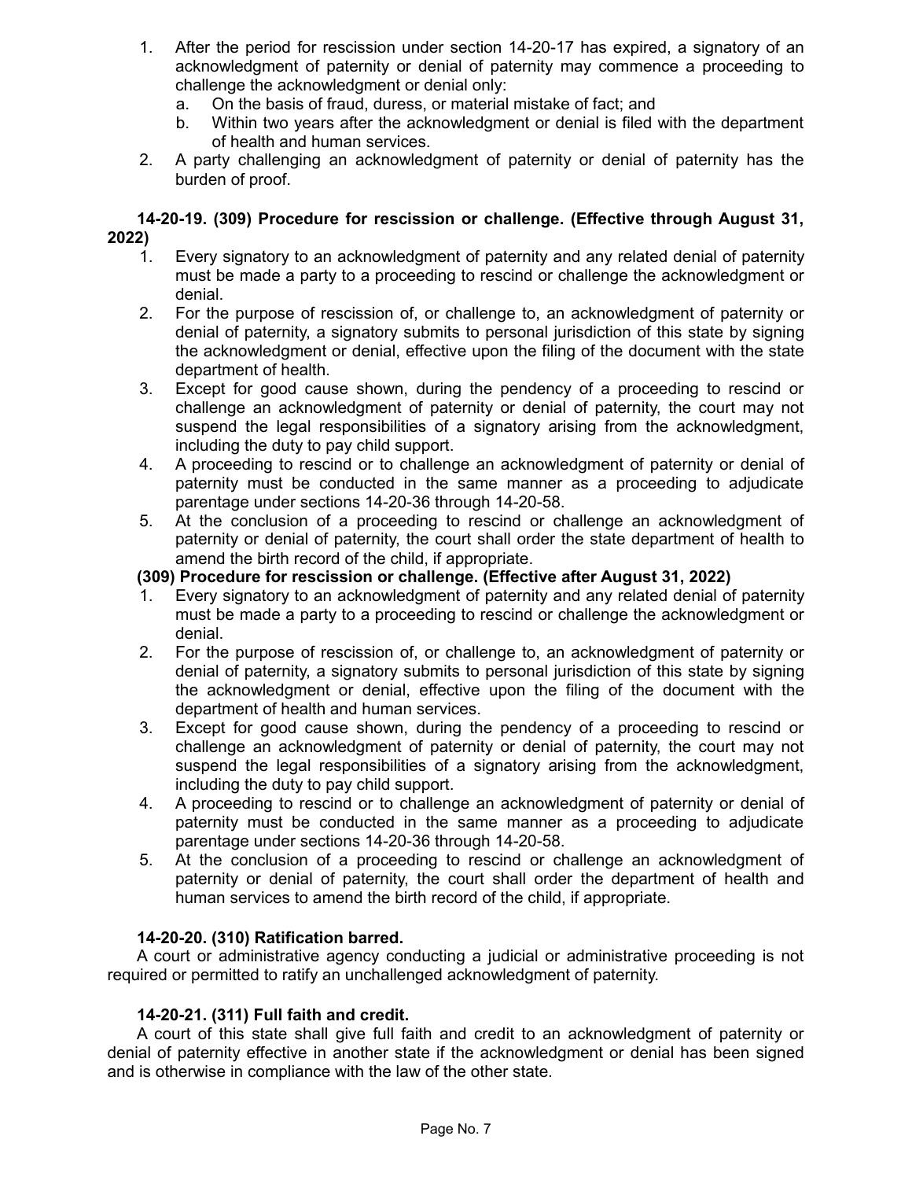1. After the period for rescission under section 14-20-17 has expired, a signatory of an acknowledgment of paternity or denial of paternity may commence a proceeding to challenge the acknowledgment or denial only:
   a. On the basis of fraud, duress, or material mistake of fact; and
   b. Within two years after the acknowledgment or denial is filed with the department of health and human services.
2. A party challenging an acknowledgment of paternity or denial of paternity has the burden of proof.

**14-20-19. (309) Procedure for rescission or challenge. (Effective through August 31, 2022)**

1. Every signatory to an acknowledgment of paternity and any related denial of paternity must be made a party to a proceeding to rescind or challenge the acknowledgment or denial.
2. For the purpose of rescission of, or challenge to, an acknowledgment of paternity or denial of paternity, a signatory submits to personal jurisdiction of this state by signing the acknowledgment or denial, effective upon the filing of the document with the state department of health.
3. Except for good cause shown, during the pendency of a proceeding to rescind or challenge an acknowledgment of paternity or denial of paternity, the court may not suspend the legal responsibilities of a signatory arising from the acknowledgment, including the duty to pay child support.
4. A proceeding to rescind or to challenge an acknowledgment of paternity or denial of paternity must be conducted in the same manner as a proceeding to adjudicate parentage under sections 14-20-36 through 14-20-58.
5. At the conclusion of a proceeding to rescind or challenge an acknowledgment of paternity or denial of paternity, the court shall order the state department of health to amend the birth record of the child, if appropriate.

**(309) Procedure for rescission or challenge. (Effective after August 31, 2022)**

1. Every signatory to an acknowledgment of paternity and any related denial of paternity must be made a party to a proceeding to rescind or challenge the acknowledgment or denial.
2. For the purpose of rescission of, or challenge to, an acknowledgment of paternity or denial of paternity, a signatory submits to personal jurisdiction of this state by signing the acknowledgment or denial, effective upon the filing of the document with the department of health and human services.
3. Except for good cause shown, during the pendency of a proceeding to rescind or challenge an acknowledgment of paternity or denial of paternity, the court may not suspend the legal responsibilities of a signatory arising from the acknowledgment, including the duty to pay child support.
4. A proceeding to rescind or to challenge an acknowledgment of paternity or denial of paternity must be conducted in the same manner as a proceeding to adjudicate parentage under sections 14-20-36 through 14-20-58.
5. At the conclusion of a proceeding to rescind or challenge an acknowledgment of paternity or denial of paternity, the court shall order the department of health and human services to amend the birth record of the child, if appropriate.

**14-20-20. (310) Ratification barred.**

A court or administrative agency conducting a judicial or administrative proceeding is not required or permitted to ratify an unchallenged acknowledgment of paternity.

**14-20-21. (311) Full faith and credit.**

A court of this state shall give full faith and credit to an acknowledgment of paternity or denial of paternity effective in another state if the acknowledgment or denial has been signed and is otherwise in compliance with the law of the other state.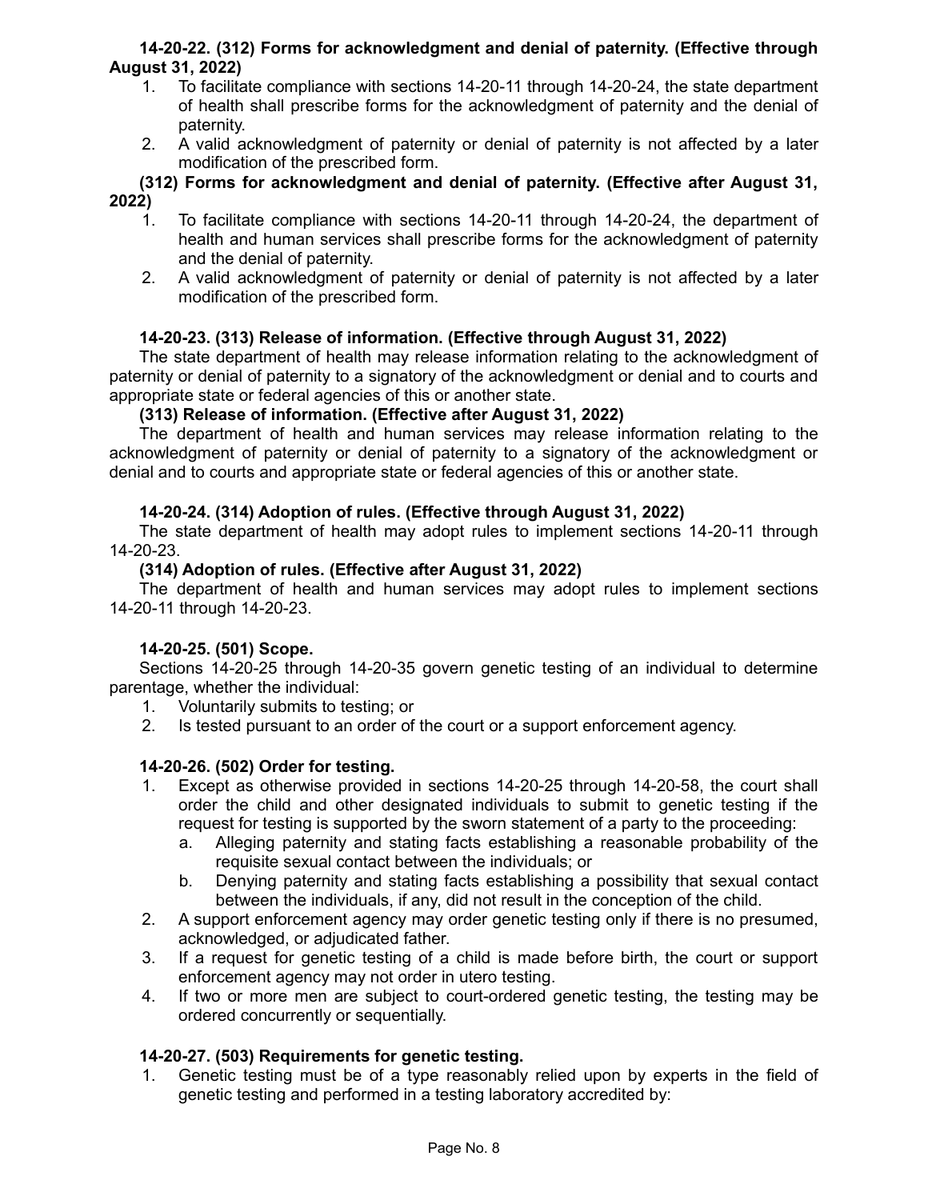**14-20-22. (312) Forms for acknowledgment and denial of paternity. (Effective through August 31, 2022)**

1. To facilitate compliance with sections 14-20-11 through 14-20-24, the state department of health shall prescribe forms for the acknowledgment of paternity and the denial of paternity.
2. A valid acknowledgment of paternity or denial of paternity is not affected by a later modification of the prescribed form.

**(312) Forms for acknowledgment and denial of paternity. (Effective after August 31, 2022)**

1. To facilitate compliance with sections 14-20-11 through 14-20-24, the department of health and human services shall prescribe forms for the acknowledgment of paternity and the denial of paternity.
2. A valid acknowledgment of paternity or denial of paternity is not affected by a later modification of the prescribed form.

**14-20-23. (313) Release of information. (Effective through August 31, 2022)**

The state department of health may release information relating to the acknowledgment of paternity or denial of paternity to a signatory of the acknowledgment or denial and to courts and appropriate state or federal agencies of this or another state.

**(313) Release of information. (Effective after August 31, 2022)**

The department of health and human services may release information relating to the acknowledgment of paternity or denial of paternity to a signatory of the acknowledgment or denial and to courts and appropriate state or federal agencies of this or another state.

**14-20-24. (314) Adoption of rules. (Effective through August 31, 2022)**

The state department of health may adopt rules to implement sections 14-20-11 through 14-20-23.

**(314) Adoption of rules. (Effective after August 31, 2022)**

The department of health and human services may adopt rules to implement sections 14-20-11 through 14-20-23.

**14-20-25. (501) Scope.**

Sections 14-20-25 through 14-20-35 govern genetic testing of an individual to determine parentage, whether the individual:

1. Voluntarily submits to testing; or
2. Is tested pursuant to an order of the court or a support enforcement agency.

**14-20-26. (502) Order for testing.**

1. Except as otherwise provided in sections 14-20-25 through 14-20-58, the court shall order the child and other designated individuals to submit to genetic testing if the request for testing is supported by the sworn statement of a party to the proceeding:
   a. Alleging paternity and stating facts establishing a reasonable probability of the requisite sexual contact between the individuals; or
   b. Denying paternity and stating facts establishing a possibility that sexual contact between the individuals, if any, did not result in the conception of the child.
2. A support enforcement agency may order genetic testing only if there is no presumed, acknowledged, or adjudicated father.
3. If a request for genetic testing of a child is made before birth, the court or support enforcement agency may not order in utero testing.
4. If two or more men are subject to court-ordered genetic testing, the testing may be ordered concurrently or sequentially.

**14-20-27. (503) Requirements for genetic testing.**

1. Genetic testing must be of a type reasonably relied upon by experts in the field of genetic testing and performed in a testing laboratory accredited by: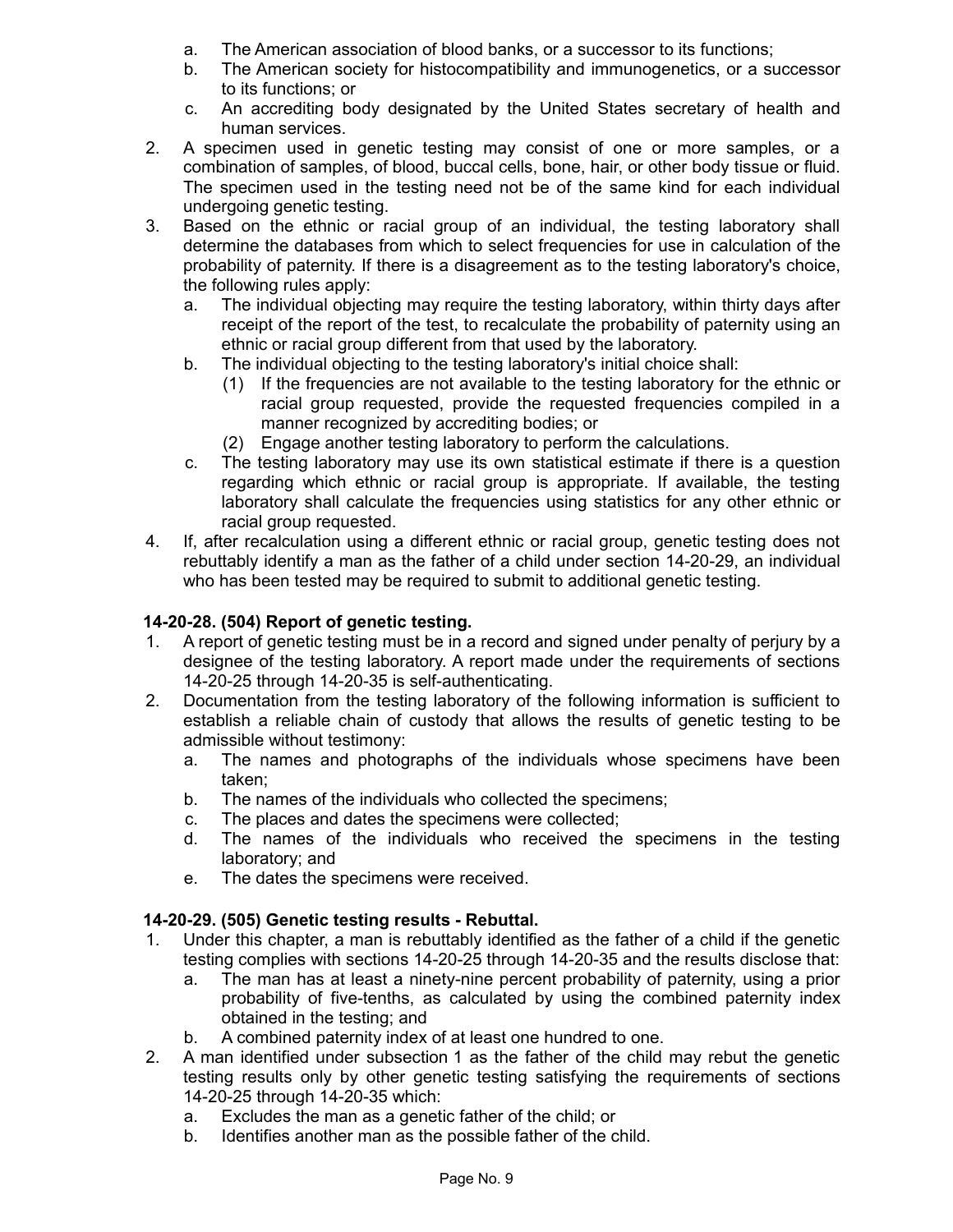a. The American association of blood banks, or a successor to its functions;
b. The American society for histocompatibility and immunogenetics, or a successor to its functions; or
c. An accrediting body designated by the United States secretary of health and human services.

2. A specimen used in genetic testing may consist of one or more samples, or a combination of samples, of blood, buccal cells, bone, hair, or other body tissue or fluid. The specimen used in the testing need not be of the same kind for each individual undergoing genetic testing.
3. Based on the ethnic or racial group of an individual, the testing laboratory shall determine the databases from which to select frequencies for use in calculation of the probability of paternity. If there is a disagreement as to the testing laboratory's choice, the following rules apply:
   a. The individual objecting may require the testing laboratory, within thirty days after receipt of the report of the test, to recalculate the probability of paternity using an ethnic or racial group different from that used by the laboratory.
   b. The individual objecting to the testing laboratory's initial choice shall:
      (1) If the frequencies are not available to the testing laboratory for the ethnic or racial group requested, provide the requested frequencies compiled in a manner recognized by accrediting bodies; or
      (2) Engage another testing laboratory to perform the calculations.
   c. The testing laboratory may use its own statistical estimate if there is a question regarding which ethnic or racial group is appropriate. If available, the testing laboratory shall calculate the frequencies using statistics for any other ethnic or racial group requested.
4. If, after recalculation using a different ethnic or racial group, genetic testing does not rebuttably identify a man as the father of a child under section 14-20-29, an individual who has been tested may be required to submit to additional genetic testing.

**14-20-28. (504) Report of genetic testing.**

1. A report of genetic testing must be in a record and signed under penalty of perjury by a designee of the testing laboratory. A report made under the requirements of sections 14-20-25 through 14-20-35 is self-authenticating.
2. Documentation from the testing laboratory of the following information is sufficient to establish a reliable chain of custody that allows the results of genetic testing to be admissible without testimony:
   a. The names and photographs of the individuals whose specimens have been taken;
   b. The names of the individuals who collected the specimens;
   c. The places and dates the specimens were collected;
   d. The names of the individuals who received the specimens in the testing laboratory; and
   e. The dates the specimens were received.

**14-20-29. (505) Genetic testing results - Rebuttal.**

1. Under this chapter, a man is rebuttably identified as the father of a child if the genetic testing complies with sections 14-20-25 through 14-20-35 and the results disclose that:
   a. The man has at least a ninety-nine percent probability of paternity, using a prior probability of five-tenths, as calculated by using the combined paternity index obtained in the testing; and
   b. A combined paternity index of at least one hundred to one.
2. A man identified under subsection 1 as the father of the child may rebut the genetic testing results only by other genetic testing satisfying the requirements of sections 14-20-25 through 14-20-35 which:
   a. Excludes the man as a genetic father of the child; or
   b. Identifies another man as the possible father of the child.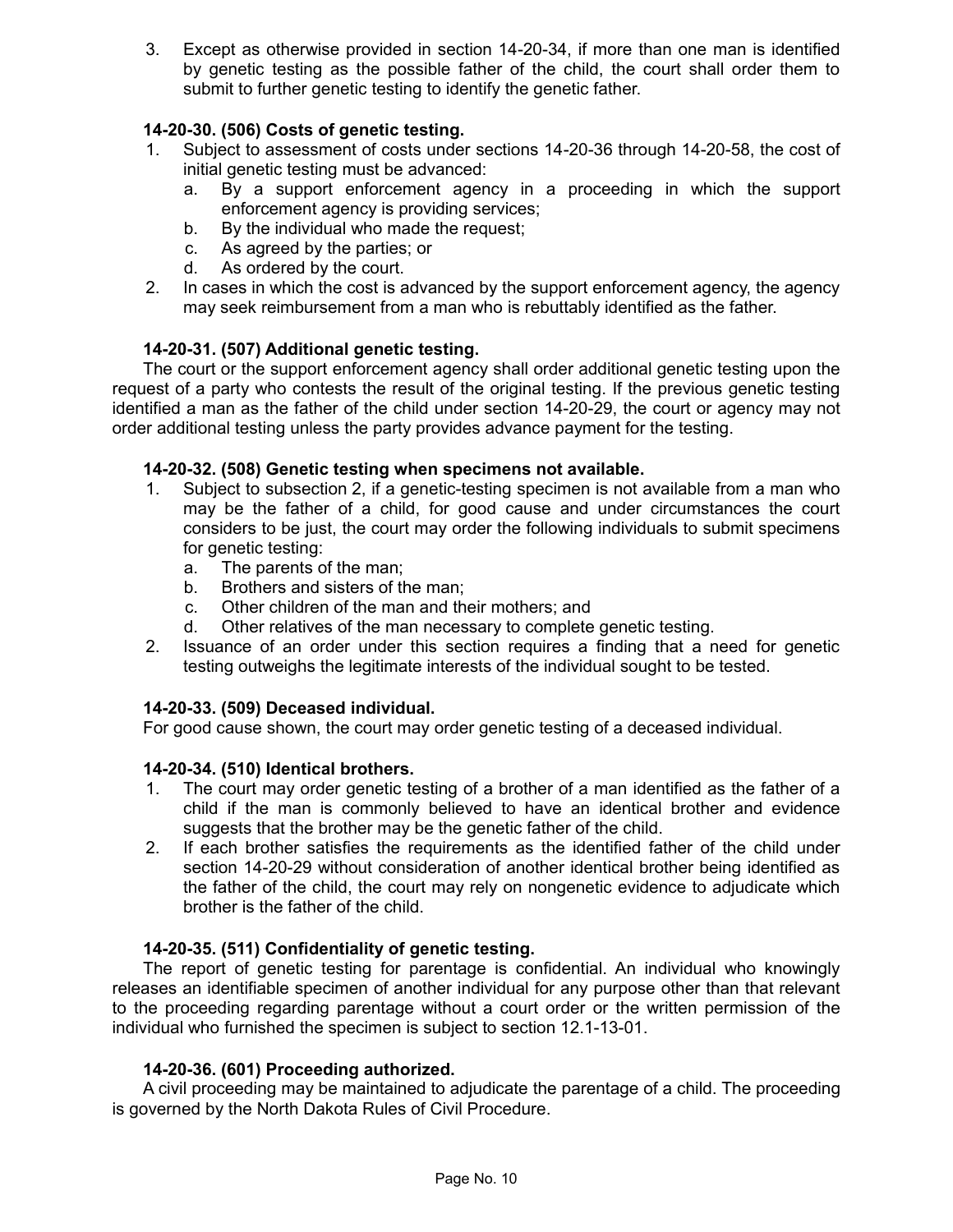3. Except as otherwise provided in section 14-20-34, if more than one man is identified by genetic testing as the possible father of the child, the court shall order them to submit to further genetic testing to identify the genetic father.

**14-20-30. (506) Costs of genetic testing.**

1. Subject to assessment of costs under sections 14-20-36 through 14-20-58, the cost of initial genetic testing must be advanced:
   a. By a support enforcement agency in a proceeding in which the support enforcement agency is providing services;
   b. By the individual who made the request;
   c. As agreed by the parties; or
   d. As ordered by the court.
2. In cases in which the cost is advanced by the support enforcement agency, the agency may seek reimbursement from a man who is rebuttably identified as the father.

**14-20-31. (507) Additional genetic testing.**

The court or the support enforcement agency shall order additional genetic testing upon the request of a party who contests the result of the original testing. If the previous genetic testing identified a man as the father of the child under section 14-20-29, the court or agency may not order additional testing unless the party provides advance payment for the testing.

**14-20-32. (508) Genetic testing when specimens not available.**

1. Subject to subsection 2, if a genetic-testing specimen is not available from a man who may be the father of a child, for good cause and under circumstances the court considers to be just, the court may order the following individuals to submit specimens for genetic testing:
   a. The parents of the man;
   b. Brothers and sisters of the man;
   c. Other children of the man and their mothers; and
   d. Other relatives of the man necessary to complete genetic testing.
2. Issuance of an order under this section requires a finding that a need for genetic testing outweighs the legitimate interests of the individual sought to be tested.

**14-20-33. (509) Deceased individual.**

For good cause shown, the court may order genetic testing of a deceased individual.

**14-20-34. (510) Identical brothers.**

1. The court may order genetic testing of a brother of a man identified as the father of a child if the man is commonly believed to have an identical brother and evidence suggests that the brother may be the genetic father of the child.
2. If each brother satisfies the requirements as the identified father of the child under section 14-20-29 without consideration of another identical brother being identified as the father of the child, the court may rely on nongenetic evidence to adjudicate which brother is the father of the child.

**14-20-35. (511) Confidentiality of genetic testing.**

The report of genetic testing for parentage is confidential. An individual who knowingly releases an identifiable specimen of another individual for any purpose other than that relevant to the proceeding regarding parentage without a court order or the written permission of the individual who furnished the specimen is subject to section 12.1-13-01.

**14-20-36. (601) Proceeding authorized.**

A civil proceeding may be maintained to adjudicate the parentage of a child. The proceeding is governed by the North Dakota Rules of Civil Procedure.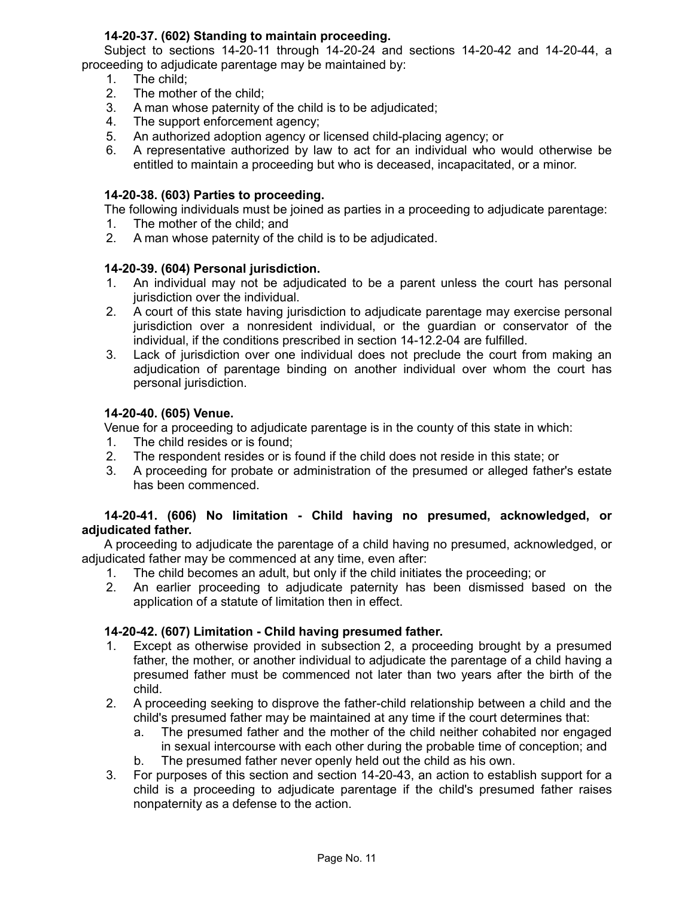**14-20-37. (602) Standing to maintain proceeding.**

Subject to sections 14-20-11 through 14-20-24 and sections 14-20-42 and 14-20-44, a proceeding to adjudicate parentage may be maintained by:

1. The child;
2. The mother of the child;
3. A man whose paternity of the child is to be adjudicated;
4. The support enforcement agency;
5. An authorized adoption agency or licensed child-placing agency; or
6. A representative authorized by law to act for an individual who would otherwise be entitled to maintain a proceeding but who is deceased, incapacitated, or a minor.

**14-20-38. (603) Parties to proceeding.**

The following individuals must be joined as parties in a proceeding to adjudicate parentage:

1. The mother of the child; and
2. A man whose paternity of the child is to be adjudicated.

**14-20-39. (604) Personal jurisdiction.**

1. An individual may not be adjudicated to be a parent unless the court has personal jurisdiction over the individual.
2. A court of this state having jurisdiction to adjudicate parentage may exercise personal jurisdiction over a nonresident individual, or the guardian or conservator of the individual, if the conditions prescribed in section 14-12.2-04 are fulfilled.
3. Lack of jurisdiction over one individual does not preclude the court from making an adjudication of parentage binding on another individual over whom the court has personal jurisdiction.

**14-20-40. (605) Venue.**

Venue for a proceeding to adjudicate parentage is in the county of this state in which:

1. The child resides or is found;
2. The respondent resides or is found if the child does not reside in this state; or
3. A proceeding for probate or administration of the presumed or alleged father's estate has been commenced.

**14-20-41. (606) No limitation - Child having no presumed, acknowledged, or adjudicated father.**

A proceeding to adjudicate the parentage of a child having no presumed, acknowledged, or adjudicated father may be commenced at any time, even after:

1. The child becomes an adult, but only if the child initiates the proceeding; or
2. An earlier proceeding to adjudicate paternity has been dismissed based on the application of a statute of limitation then in effect.

**14-20-42. (607) Limitation - Child having presumed father.**

1. Except as otherwise provided in subsection 2, a proceeding brought by a presumed father, the mother, or another individual to adjudicate the parentage of a child having a presumed father must be commenced not later than two years after the birth of the child.
2. A proceeding seeking to disprove the father-child relationship between a child and the child's presumed father may be maintained at any time if the court determines that:
   a. The presumed father and the mother of the child neither cohabited nor engaged in sexual intercourse with each other during the probable time of conception; and
   b. The presumed father never openly held out the child as his own.
3. For purposes of this section and section 14-20-43, an action to establish support for a child is a proceeding to adjudicate parentage if the child's presumed father raises nonpaternity as a defense to the action.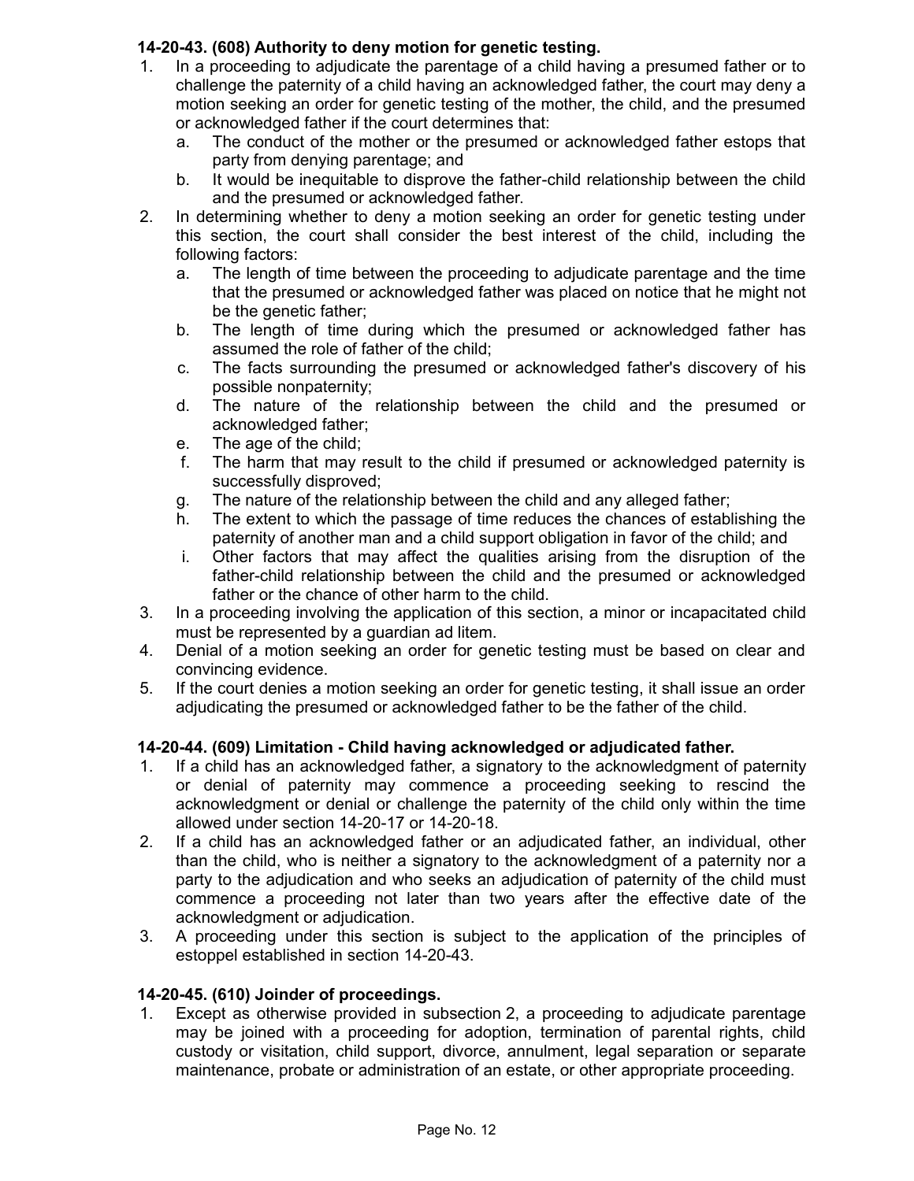**14-20-43. (608) Authority to deny motion for genetic testing.**

1. In a proceeding to adjudicate the parentage of a child having a presumed father or to challenge the paternity of a child having an acknowledged father, the court may deny a motion seeking an order for genetic testing of the mother, the child, and the presumed or acknowledged father if the court determines that:
   a. The conduct of the mother or the presumed or acknowledged father estops that party from denying parentage; and
   b. It would be inequitable to disprove the father-child relationship between the child and the presumed or acknowledged father.
2. In determining whether to deny a motion seeking an order for genetic testing under this section, the court shall consider the best interest of the child, including the following factors:
   a. The length of time between the proceeding to adjudicate parentage and the time that the presumed or acknowledged father was placed on notice that he might not be the genetic father;
   b. The length of time during which the presumed or acknowledged father has assumed the role of father of the child;
   c. The facts surrounding the presumed or acknowledged father's discovery of his possible nonpaternity;
   d. The nature of the relationship between the child and the presumed or acknowledged father;
   e. The age of the child;
   f. The harm that may result to the child if presumed or acknowledged paternity is successfully disproved;
   g. The nature of the relationship between the child and any alleged father;
   h. The extent to which the passage of time reduces the chances of establishing the paternity of another man and a child support obligation in favor of the child; and
   i. Other factors that may affect the qualities arising from the disruption of the father-child relationship between the child and the presumed or acknowledged father or the chance of other harm to the child.
3. In a proceeding involving the application of this section, a minor or incapacitated child must be represented by a guardian ad litem.
4. Denial of a motion seeking an order for genetic testing must be based on clear and convincing evidence.
5. If the court denies a motion seeking an order for genetic testing, it shall issue an order adjudicating the presumed or acknowledged father to be the father of the child.

**14-20-44. (609) Limitation - Child having acknowledged or adjudicated father.**

1. If a child has an acknowledged father, a signatory to the acknowledgment of paternity or denial of paternity may commence a proceeding seeking to rescind the acknowledgment or denial or challenge the paternity of the child only within the time allowed under section 14-20-17 or 14-20-18.
2. If a child has an acknowledged father or an adjudicated father, an individual, other than the child, who is neither a signatory to the acknowledgment of a paternity nor a party to the adjudication and who seeks an adjudication of paternity of the child must commence a proceeding not later than two years after the effective date of the acknowledgment or adjudication.
3. A proceeding under this section is subject to the application of the principles of estoppel established in section 14-20-43.

**14-20-45. (610) Joinder of proceedings.**

1. Except as otherwise provided in subsection 2, a proceeding to adjudicate parentage may be joined with a proceeding for adoption, termination of parental rights, child custody or visitation, child support, divorce, annulment, legal separation or separate maintenance, probate or administration of an estate, or other appropriate proceeding.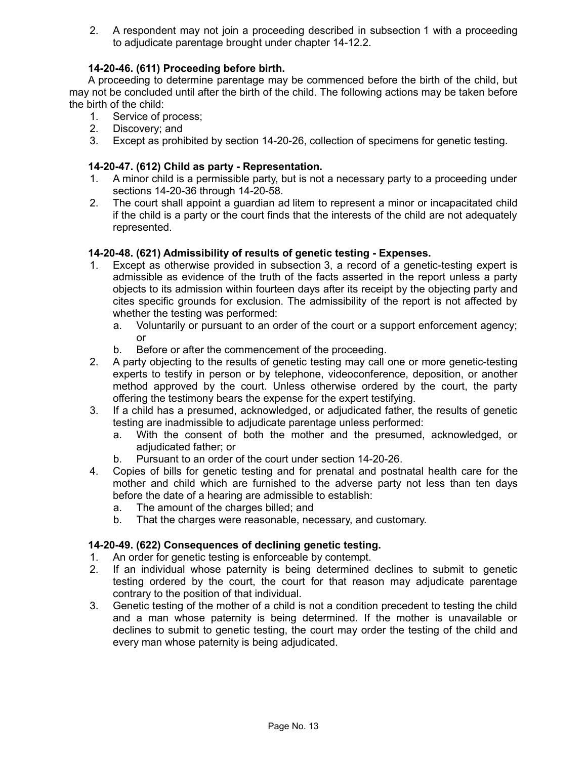2. A respondent may not join a proceeding described in subsection 1 with a proceeding to adjudicate parentage brought under chapter 14-12.2.

### 14-20-46. (611) Proceeding before birth.

A proceeding to determine parentage may be commenced before the birth of the child, but may not be concluded until after the birth of the child. The following actions may be taken before the birth of the child:

1. Service of process;
2. Discovery; and
3. Except as prohibited by section 14-20-26, collection of specimens for genetic testing.

### 14-20-47. (612) Child as party - Representation.

1. A minor child is a permissible party, but is not a necessary party to a proceeding under sections 14-20-36 through 14-20-58.
2. The court shall appoint a guardian ad litem to represent a minor or incapacitated child if the child is a party or the court finds that the interests of the child are not adequately represented.

### 14-20-48. (621) Admissibility of results of genetic testing - Expenses.

1. Except as otherwise provided in subsection 3, a record of a genetic-testing expert is admissible as evidence of the truth of the facts asserted in the report unless a party objects to its admission within fourteen days after its receipt by the objecting party and cites specific grounds for exclusion. The admissibility of the report is not affected by whether the testing was performed:
   a. Voluntarily or pursuant to an order of the court or a support enforcement agency; or
   b. Before or after the commencement of the proceeding.
2. A party objecting to the results of genetic testing may call one or more genetic-testing experts to testify in person or by telephone, videoconference, deposition, or another method approved by the court. Unless otherwise ordered by the court, the party offering the testimony bears the expense for the expert testifying.
3. If a child has a presumed, acknowledged, or adjudicated father, the results of genetic testing are inadmissible to adjudicate parentage unless performed:
   a. With the consent of both the mother and the presumed, acknowledged, or adjudicated father; or
   b. Pursuant to an order of the court under section 14-20-26.
4. Copies of bills for genetic testing and for prenatal and postnatal health care for the mother and child which are furnished to the adverse party not less than ten days before the date of a hearing are admissible to establish:
   a. The amount of the charges billed; and
   b. That the charges were reasonable, necessary, and customary.

### 14-20-49. (622) Consequences of declining genetic testing.

1. An order for genetic testing is enforceable by contempt.
2. If an individual whose paternity is being determined declines to submit to genetic testing ordered by the court, the court for that reason may adjudicate parentage contrary to the position of that individual.
3. Genetic testing of the mother of a child is not a condition precedent to testing the child and a man whose paternity is being determined. If the mother is unavailable or declines to submit to genetic testing, the court may order the testing of the child and every man whose paternity is being adjudicated.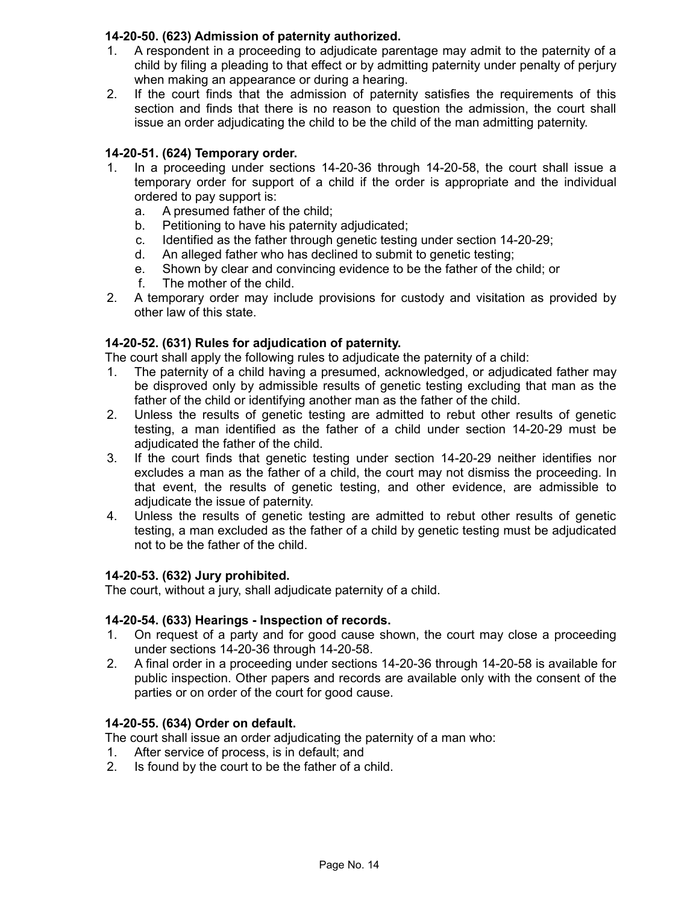**14-20-50. (623) Admission of paternity authorized.**

1. A respondent in a proceeding to adjudicate parentage may admit to the paternity of a child by filing a pleading to that effect or by admitting paternity under penalty of perjury when making an appearance or during a hearing.
2. If the court finds that the admission of paternity satisfies the requirements of this section and finds that there is no reason to question the admission, the court shall issue an order adjudicating the child to be the child of the man admitting paternity.

**14-20-51. (624) Temporary order.**

1. In a proceeding under sections 14-20-36 through 14-20-58, the court shall issue a temporary order for support of a child if the order is appropriate and the individual ordered to pay support is:
   a. A presumed father of the child;
   b. Petitioning to have his paternity adjudicated;
   c. Identified as the father through genetic testing under section 14-20-29;
   d. An alleged father who has declined to submit to genetic testing;
   e. Shown by clear and convincing evidence to be the father of the child; or
   f. The mother of the child.
2. A temporary order may include provisions for custody and visitation as provided by other law of this state.

**14-20-52. (631) Rules for adjudication of paternity.**

The court shall apply the following rules to adjudicate the paternity of a child:

1. The paternity of a child having a presumed, acknowledged, or adjudicated father may be disproved only by admissible results of genetic testing excluding that man as the father of the child or identifying another man as the father of the child.
2. Unless the results of genetic testing are admitted to rebut other results of genetic testing, a man identified as the father of a child under section 14-20-29 must be adjudicated the father of the child.
3. If the court finds that genetic testing under section 14-20-29 neither identifies nor excludes a man as the father of a child, the court may not dismiss the proceeding. In that event, the results of genetic testing, and other evidence, are admissible to adjudicate the issue of paternity.
4. Unless the results of genetic testing are admitted to rebut other results of genetic testing, a man excluded as the father of a child by genetic testing must be adjudicated not to be the father of the child.

**14-20-53. (632) Jury prohibited.**

The court, without a jury, shall adjudicate paternity of a child.

**14-20-54. (633) Hearings - Inspection of records.**

1. On request of a party and for good cause shown, the court may close a proceeding under sections 14-20-36 through 14-20-58.
2. A final order in a proceeding under sections 14-20-36 through 14-20-58 is available for public inspection. Other papers and records are available only with the consent of the parties or on order of the court for good cause.

**14-20-55. (634) Order on default.**

The court shall issue an order adjudicating the paternity of a man who:

1. After service of process, is in default; and
2. Is found by the court to be the father of a child.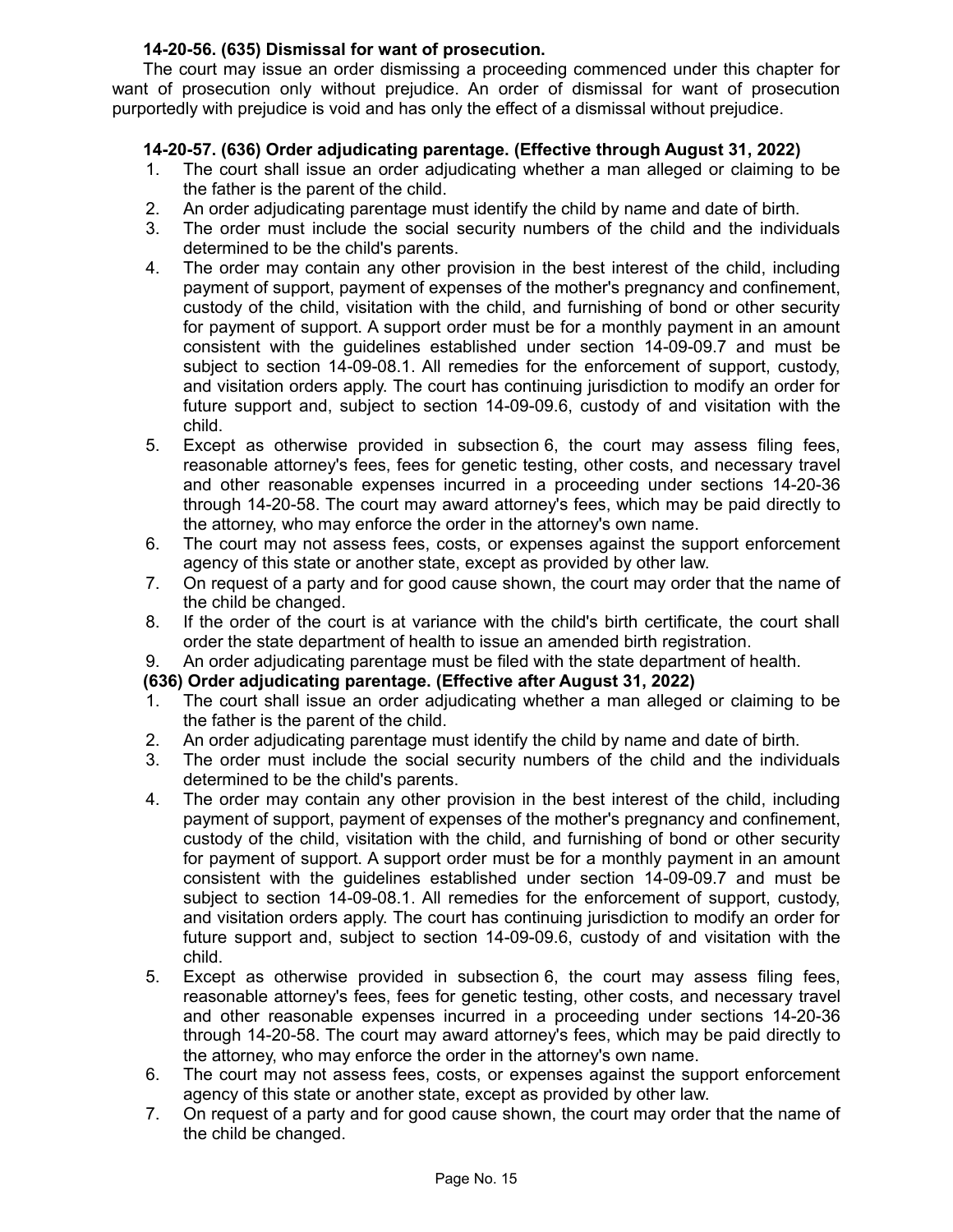**14-20-56. (635) Dismissal for want of prosecution.**

The court may issue an order dismissing a proceeding commenced under this chapter for want of prosecution only without prejudice. An order of dismissal for want of prosecution purportedly with prejudice is void and has only the effect of a dismissal without prejudice.

**14-20-57. (636) Order adjudicating parentage. (Effective through August 31, 2022)**

1. The court shall issue an order adjudicating whether a man alleged or claiming to be the father is the parent of the child.
2. An order adjudicating parentage must identify the child by name and date of birth.
3. The order must include the social security numbers of the child and the individuals determined to be the child's parents.
4. The order may contain any other provision in the best interest of the child, including payment of support, payment of expenses of the mother's pregnancy and confinement, custody of the child, visitation with the child, and furnishing of bond or other security for payment of support. A support order must be for a monthly payment in an amount consistent with the guidelines established under section 14-09-09.7 and must be subject to section 14-09-08.1. All remedies for the enforcement of support, custody, and visitation orders apply. The court has continuing jurisdiction to modify an order for future support and, subject to section 14-09-09.6, custody of and visitation with the child.
5. Except as otherwise provided in subsection 6, the court may assess filing fees, reasonable attorney's fees, fees for genetic testing, other costs, and necessary travel and other reasonable expenses incurred in a proceeding under sections 14-20-36 through 14-20-58. The court may award attorney's fees, which may be paid directly to the attorney, who may enforce the order in the attorney's own name.
6. The court may not assess fees, costs, or expenses against the support enforcement agency of this state or another state, except as provided by other law.
7. On request of a party and for good cause shown, the court may order that the name of the child be changed.
8. If the order of the court is at variance with the child's birth certificate, the court shall order the state department of health to issue an amended birth registration.
9. An order adjudicating parentage must be filed with the state department of health.

**(636) Order adjudicating parentage. (Effective after August 31, 2022)**

1. The court shall issue an order adjudicating whether a man alleged or claiming to be the father is the parent of the child.
2. An order adjudicating parentage must identify the child by name and date of birth.
3. The order must include the social security numbers of the child and the individuals determined to be the child's parents.
4. The order may contain any other provision in the best interest of the child, including payment of support, payment of expenses of the mother's pregnancy and confinement, custody of the child, visitation with the child, and furnishing of bond or other security for payment of support. A support order must be for a monthly payment in an amount consistent with the guidelines established under section 14-09-09.7 and must be subject to section 14-09-08.1. All remedies for the enforcement of support, custody, and visitation orders apply. The court has continuing jurisdiction to modify an order for future support and, subject to section 14-09-09.6, custody of and visitation with the child.
5. Except as otherwise provided in subsection 6, the court may assess filing fees, reasonable attorney's fees, fees for genetic testing, other costs, and necessary travel and other reasonable expenses incurred in a proceeding under sections 14-20-36 through 14-20-58. The court may award attorney's fees, which may be paid directly to the attorney, who may enforce the order in the attorney's own name.
6. The court may not assess fees, costs, or expenses against the support enforcement agency of this state or another state, except as provided by other law.
7. On request of a party and for good cause shown, the court may order that the name of the child be changed.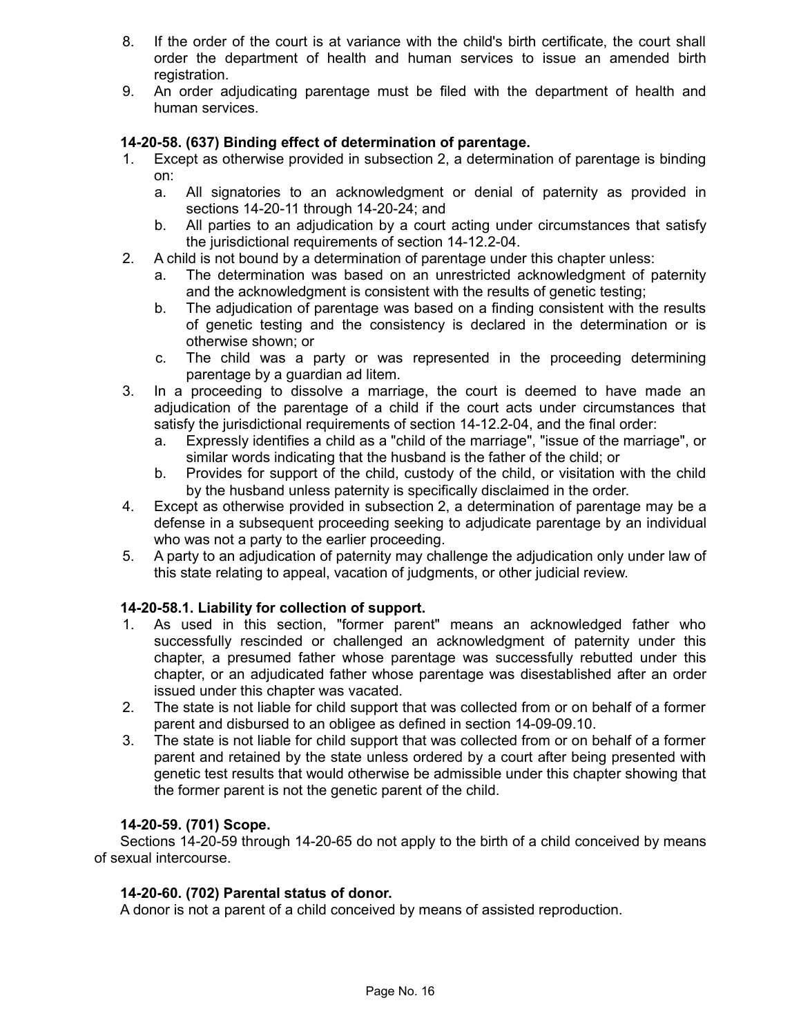8. If the order of the court is at variance with the child's birth certificate, the court shall order the department of health and human services to issue an amended birth registration.
9. An order adjudicating parentage must be filed with the department of health and human services.

**14-20-58. (637) Binding effect of determination of parentage.**

1. Except as otherwise provided in subsection 2, a determination of parentage is binding on:
   a. All signatories to an acknowledgment or denial of paternity as provided in sections 14-20-11 through 14-20-24; and
   b. All parties to an adjudication by a court acting under circumstances that satisfy the jurisdictional requirements of section 14-12.2-04.
2. A child is not bound by a determination of parentage under this chapter unless:
   a. The determination was based on an unrestricted acknowledgment of paternity and the acknowledgment is consistent with the results of genetic testing;
   b. The adjudication of parentage was based on a finding consistent with the results of genetic testing and the consistency is declared in the determination or is otherwise shown; or
   c. The child was a party or was represented in the proceeding determining parentage by a guardian ad litem.
3. In a proceeding to dissolve a marriage, the court is deemed to have made an adjudication of the parentage of a child if the court acts under circumstances that satisfy the jurisdictional requirements of section 14-12.2-04, and the final order:
   a. Expressly identifies a child as a "child of the marriage", "issue of the marriage", or similar words indicating that the husband is the father of the child; or
   b. Provides for support of the child, custody of the child, or visitation with the child by the husband unless paternity is specifically disclaimed in the order.
4. Except as otherwise provided in subsection 2, a determination of parentage may be a defense in a subsequent proceeding seeking to adjudicate parentage by an individual who was not a party to the earlier proceeding.
5. A party to an adjudication of paternity may challenge the adjudication only under law of this state relating to appeal, vacation of judgments, or other judicial review.

**14-20-58.1. Liability for collection of support.**

1. As used in this section, "former parent" means an acknowledged father who successfully rescinded or challenged an acknowledgment of paternity under this chapter, a presumed father whose parentage was successfully rebutted under this chapter, or an adjudicated father whose parentage was disestablished after an order issued under this chapter was vacated.
2. The state is not liable for child support that was collected from or on behalf of a former parent and disbursed to an obligee as defined in section 14-09-09.10.
3. The state is not liable for child support that was collected from or on behalf of a former parent and retained by the state unless ordered by a court after being presented with genetic test results that would otherwise be admissible under this chapter showing that the former parent is not the genetic parent of the child.

**14-20-59. (701) Scope.**

Sections 14-20-59 through 14-20-65 do not apply to the birth of a child conceived by means of sexual intercourse.

**14-20-60. (702) Parental status of donor.**

A donor is not a parent of a child conceived by means of assisted reproduction.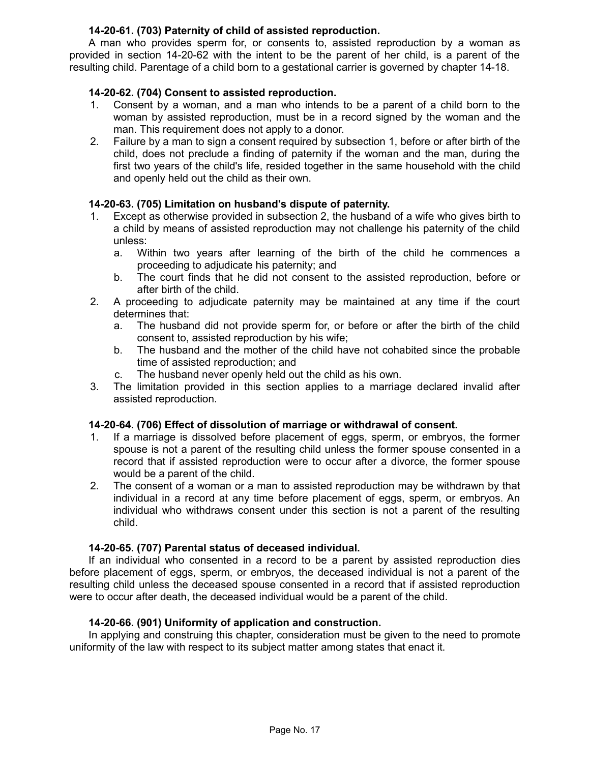**14-20-61. (703) Paternity of child of assisted reproduction.**

A man who provides sperm for, or consents to, assisted reproduction by a woman as provided in section 14-20-62 with the intent to be the parent of her child, is a parent of the resulting child. Parentage of a child born to a gestational carrier is governed by chapter 14-18.

**14-20-62. (704) Consent to assisted reproduction.**

1. Consent by a woman, and a man who intends to be a parent of a child born to the woman by assisted reproduction, must be in a record signed by the woman and the man. This requirement does not apply to a donor.
2. Failure by a man to sign a consent required by subsection 1, before or after birth of the child, does not preclude a finding of paternity if the woman and the man, during the first two years of the child's life, resided together in the same household with the child and openly held out the child as their own.

**14-20-63. (705) Limitation on husband's dispute of paternity.**

1. Except as otherwise provided in subsection 2, the husband of a wife who gives birth to a child by means of assisted reproduction may not challenge his paternity of the child unless:
   a. Within two years after learning of the birth of the child he commences a proceeding to adjudicate his paternity; and
   b. The court finds that he did not consent to the assisted reproduction, before or after birth of the child.
2. A proceeding to adjudicate paternity may be maintained at any time if the court determines that:
   a. The husband did not provide sperm for, or before or after the birth of the child consent to, assisted reproduction by his wife;
   b. The husband and the mother of the child have not cohabited since the probable time of assisted reproduction; and
   c. The husband never openly held out the child as his own.
3. The limitation provided in this section applies to a marriage declared invalid after assisted reproduction.

**14-20-64. (706) Effect of dissolution of marriage or withdrawal of consent.**

1. If a marriage is dissolved before placement of eggs, sperm, or embryos, the former spouse is not a parent of the resulting child unless the former spouse consented in a record that if assisted reproduction were to occur after a divorce, the former spouse would be a parent of the child.
2. The consent of a woman or a man to assisted reproduction may be withdrawn by that individual in a record at any time before placement of eggs, sperm, or embryos. An individual who withdraws consent under this section is not a parent of the resulting child.

**14-20-65. (707) Parental status of deceased individual.**

If an individual who consented in a record to be a parent by assisted reproduction dies before placement of eggs, sperm, or embryos, the deceased individual is not a parent of the resulting child unless the deceased spouse consented in a record that if assisted reproduction were to occur after death, the deceased individual would be a parent of the child.

**14-20-66. (901) Uniformity of application and construction.**

In applying and construing this chapter, consideration must be given to the need to promote uniformity of the law with respect to its subject matter among states that enact it.